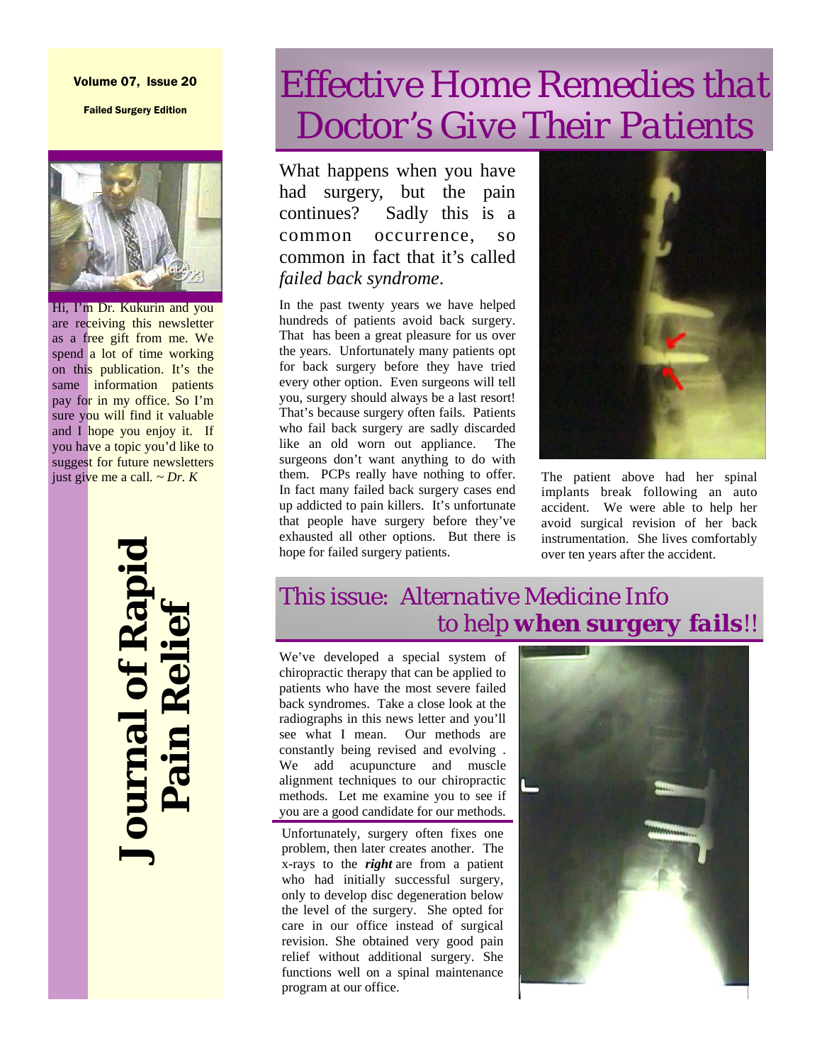Volume 07, Issue 20

Failed Surgery Edition

Hi, I'm Dr. Kukurin and you are receiving this newsletter as a free gift from me. We spend a lot of time working on this publication. It's the same information patients pay for in my office. So I'm sure you will find it valuable and I hope you enjoy it. If you have a topic you'd like to suggest for future newsletters just give me a call. *~ Dr. K*

**Journal of Rapid Pain Relief**

# Effective Home Remedies that Doctor's Give Their Patients

What happens when you have had surgery, but the pain continues? Sadly this is a common occurrence, so common in fact that it's called *failed back syndrome*.

In the past twenty years we have helped hundreds of patients avoid back surgery. That has been a great pleasure for us over the years. Unfortunately many patients opt for back surgery before they have tried every other option. Even surgeons will tell you, surgery should always be a last resort! That's because surgery often fails. Patients who fail back surgery are sadly discarded like an old worn out appliance. The surgeons don't want anything to do with them. PCPs really have nothing to offer. In fact many failed back surgery cases end up addicted to pain killers. It's unfortunate that people have surgery before they've exhausted all other options. But there is hope for failed surgery patients.

The patient above had her spinal implants break following an auto accident. We were able to help her avoid surgical revision of her back instrumentation. She lives comfortably over ten years after the accident.

## This issue: Alternative Medicine Info to help ***when surgery fails***!!

We've developed a special system of chiropractic therapy that can be applied to patients who have the most severe failed back syndromes. Take a close look at the radiographs in this news letter and you'll see what I mean. Our methods are constantly being revised and evolving . We add acupuncture and muscle alignment techniques to our chiropractic methods. Let me examine you to see if you are a good candidate for our methods.

Unfortunately, surgery often fixes one problem, then later creates another. The x-rays to the ***right*** are from a patient who had initially successful surgery, only to develop disc degeneration below the level of the surgery. She opted for care in our office instead of surgical revision. She obtained very good pain relief without additional surgery. She functions well on a spinal maintenance program at our office.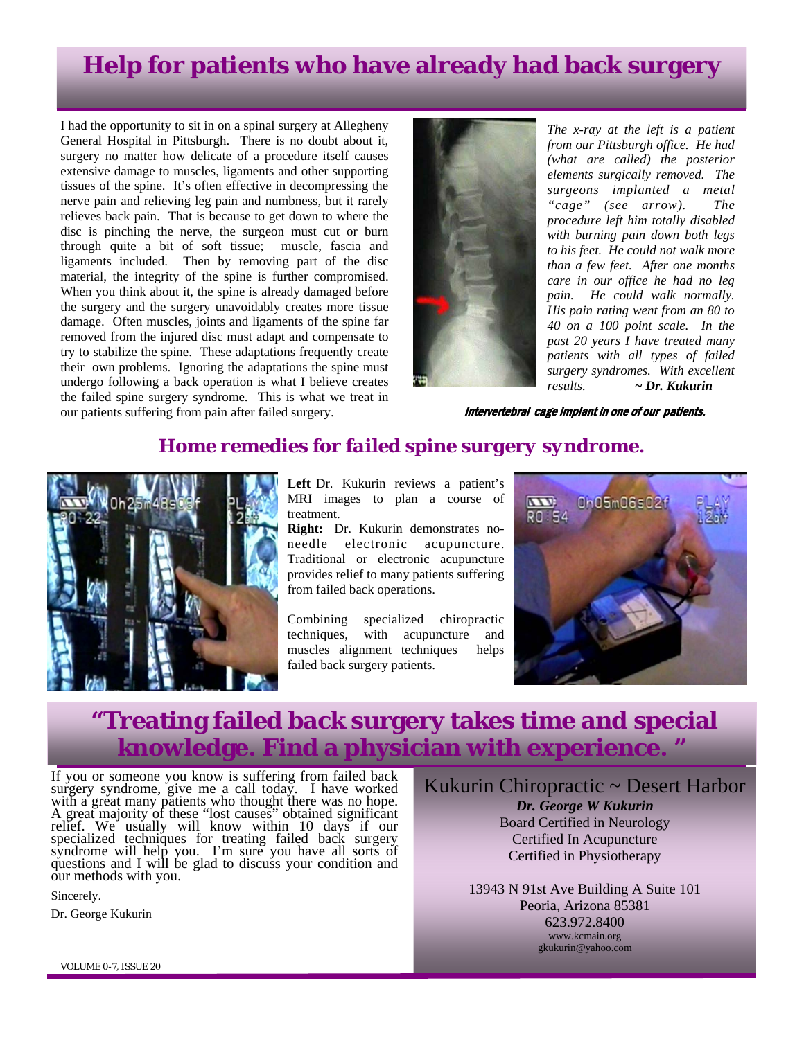# Help for patients who have already had back surgery

I had the opportunity to sit in on a spinal surgery at Allegheny General Hospital in Pittsburgh. There is no doubt about it, surgery no matter how delicate of a procedure itself causes extensive damage to muscles, ligaments and other supporting tissues of the spine. It's often effective in decompressing the nerve pain and relieving leg pain and numbness, but it rarely relieves back pain. That is because to get down to where the disc is pinching the nerve, the surgeon must cut or burn through quite a bit of soft tissue; muscle, fascia and ligaments included. Then by removing part of the disc material, the integrity of the spine is further compromised. When you think about it, the spine is already damaged before the surgery and the surgery unavoidably creates more tissue damage. Often muscles, joints and ligaments of the spine far removed from the injured disc must adapt and compensate to try to stabilize the spine. These adaptations frequently create their own problems. Ignoring the adaptations the spine must undergo following a back operation is what I believe creates the failed spine surgery syndrome. This is what we treat in our patients suffering from pain after failed surgery.

*The x-ray at the left is a patient from our Pittsburgh office. He had (what are called) the posterior elements surgically removed. The surgeons implanted a metal "cage" (see arrow). The procedure left him totally disabled with burning pain down both legs to his feet. He could not walk more than a few feet. After one months care in our office he had no leg pain. He could walk normally. His pain rating went from an 80 to 40 on a 100 point scale. In the past 20 years I have treated many patients with all types of failed surgery syndromes. With excellent results.* ***~ Dr. Kukurin***

*Intervertebral cage implant in one of our patients.*

## *Home remedies for failed spine surgery syndrome.*

**Left** Dr. Kukurin reviews a patient's MRI images to plan a course of treatment.

**Right:** Dr. Kukurin demonstrates no-needle electronic acupuncture. Traditional or electronic acupuncture provides relief to many patients suffering from failed back operations.

Combining specialized chiropractic techniques, with acupuncture and muscles alignment techniques helps failed back surgery patients.

# "Treating failed back surgery takes time and special knowledge. Find a physician with experience. "

If you or someone you know is suffering from failed back surgery syndrome, give me a call today. I have worked with a great many patients who thought there was no hope. A great majority of these "lost causes" obtained significant relief. We usually will know within 10 days if our specialized techniques for treating failed back surgery syndrome will help you. I'm sure you have all sorts of questions and I will be glad to discuss your condition and our methods with you.

Sincerely.

Dr. George Kukurin

Kukurin Chiropractic ~ Desert Harbor

***Dr. George W Kukurin***
Board Certified in Neurology
Certified In Acupuncture
Certified in Physiotherapy

13943 N 91st Ave Building A Suite 101
Peoria, Arizona 85381
623.972.8400
www.kcmain.org
gkukurin@yahoo.com